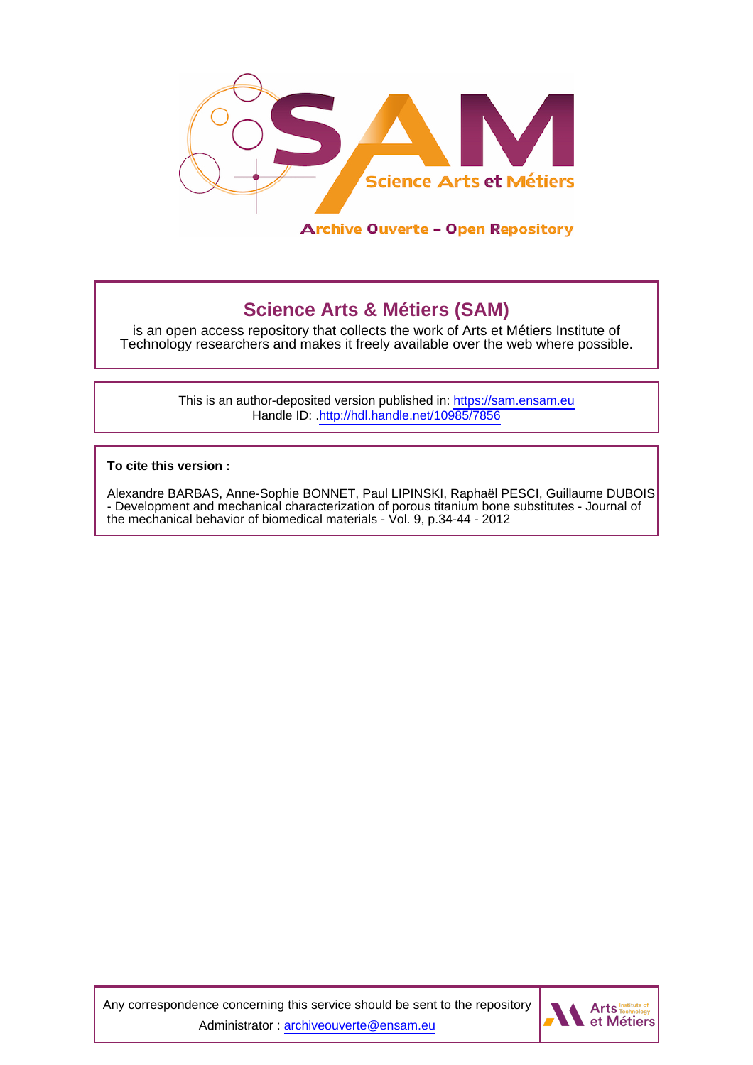# Science Arts & Métiers (SAM)

is an open access repository that collects the work of Arts et Métiers Institute of Technology researchers and makes it freely available over the web where possible.

This is an author-deposited version published in: https://sam.ensam.eu
Handle ID: .http://hdl.handle.net/10985/7856

**To cite this version :**

Alexandre BARBAS, Anne-Sophie BONNET, Paul LIPINSKI, Raphaël PESCI, Guillaume DUBOIS - Development and mechanical characterization of porous titanium bone substitutes - Journal of the mechanical behavior of biomedical materials - Vol. 9, p.34-44 - 2012

Any correspondence concerning this service should be sent to the repository Administrator : archiveouverte@ensam.eu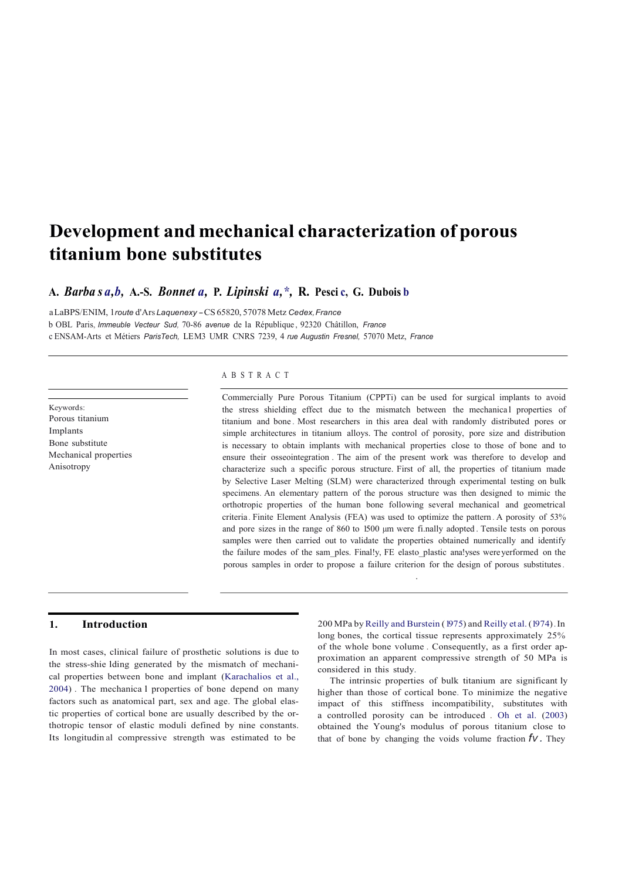# Development and mechanical characterization of porous titanium bone substitutes

**A. *Barbas* [a,b], A.-S. *Bonnet* [a], P. *Lipinski* [a,*], R. Pesci [c], G. Dubois [b]**

[a] LaBPS/ENIM, 1 *route* d'Ars *Laquenexy* – CS 65820, 57078 Metz *Cedex, France*
[b] OBL Paris, *Immeuble Vecteur Sud,* 70-86 *avenue* de la République, 92320 Châtillon, *France*
[c] ENSAM-Arts et Métiers *ParisTech,* LEM3 UMR CNRS 7239, 4 *rue Augustin Fresnel,* 57070 Metz, *France*

---

Keywords:
Porous titanium
Implants
Bone substitute
Mechanical properties
Anisotropy

## ABSTRACT

Commercially Pure Porous Titanium (CPPTi) can be used for surgical implants to avoid the stress shielding effect due to the mismatch between the mechanical properties of titanium and bone. Most researchers in this area deal with randomly distributed pores or simple architectures in titanium alloys. The control of porosity, pore size and distribution is necessary to obtain implants with mechanical properties close to those of bone and to ensure their osseointegration. The aim of the present work was therefore to develop and characterize such a specific porous structure. First of all, the properties of titanium made by Selective Laser Melting (SLM) were characterized through experimental testing on bulk specimens. An elementary pattern of the porous structure was then designed to mimic the orthotropic properties of the human bone following several mechanical and geometrical criteria. Finite Element Analysis (FEA) was used to optimize the pattern. A porosity of 53% and pore sizes in the range of 860 to 1500 μm were finally adopted. Tensile tests on porous samples were then carried out to validate the properties obtained numerically and identify the failure modes of the samples. Finally, FE elasto-plastic analyses were performed on the porous samples in order to propose a failure criterion for the design of porous substitutes.

---

## 1. Introduction

In most cases, clinical failure of prosthetic solutions is due to the stress-shielding generated by the mismatch of mechanical properties between bone and implant (Karachalios et al., 2004). The mechanical properties of bone depend on many factors such as anatomical part, sex and age. The global elastic properties of cortical bone are usually described by the orthotropic tensor of elastic moduli defined by nine constants. Its longitudinal compressive strength was estimated to be 200 MPa by Reilly and Burstein (1975) and Reilly et al. (1974). In long bones, the cortical tissue represents approximately 25% of the whole bone volume. Consequently, as a first order approximation an apparent compressive strength of 50 MPa is considered in this study.

The intrinsic properties of bulk titanium are significantly higher than those of cortical bone. To minimize the negative impact of this stiffness incompatibility, substitutes with a controlled porosity can be introduced. Oh et al. (2003) obtained the Young's modulus of porous titanium close to that of bone by changing the voids volume fraction $f_V$. They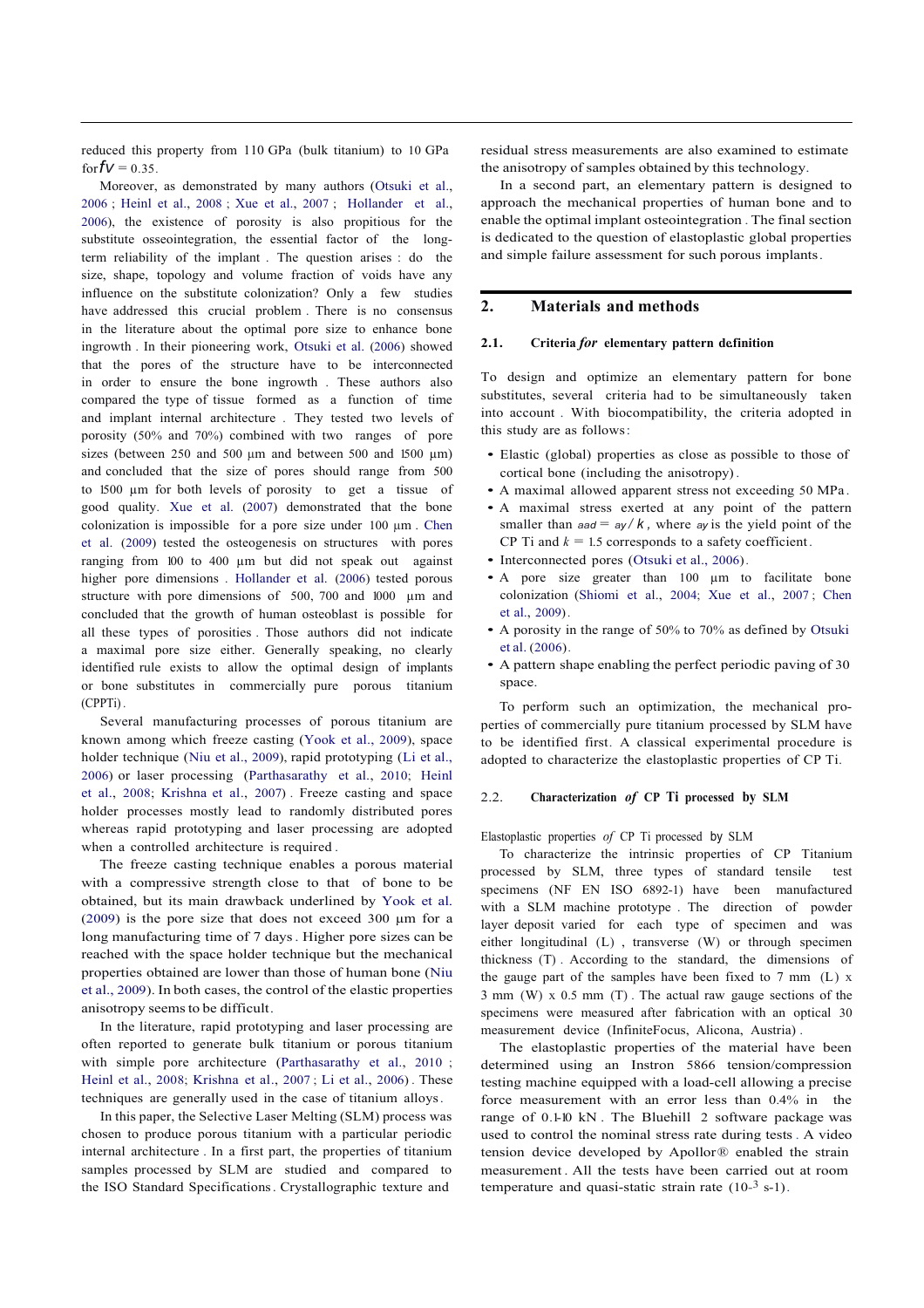reduced this property from 110 GPa (bulk titanium) to 10 GPa for $fv = 0.35$.

Moreover, as demonstrated by many authors (Otsuki et al., 2006 ; Heinl et al., 2008 ; Xue et al., 2007 ; Hollander et al., 2006), the existence of porosity is also propitious for the substitute osseointegration, the essential factor of the long-term reliability of the implant . The question arises : do the size, shape, topology and volume fraction of voids have any influence on the substitute colonization? Only a few studies have addressed this crucial problem . There is no consensus in the literature about the optimal pore size to enhance bone ingrowth . In their pioneering work, Otsuki et al. (2006) showed that the pores of the structure have to be interconnected in order to ensure the bone ingrowth . These authors also compared the type of tissue formed as a function of time and implant internal architecture . They tested two levels of porosity (50% and 70%) combined with two ranges of pore sizes (between 250 and 500 µm and between 500 and 1500 µm) and concluded that the size of pores should range from 500 to 1500 µm for both levels of porosity to get a tissue of good quality. Xue et al. (2007) demonstrated that the bone colonization is impossible for a pore size under 100 µm . Chen et al. (2009) tested the osteogenesis on structures with pores ranging from 100 to 400 µm but did not speak out against higher pore dimensions . Hollander et al. (2006) tested porous structure with pore dimensions of 500, 700 and 1000 µm and concluded that the growth of human osteoblast is possible for all these types of porosities . Those authors did not indicate a maximal pore size either. Generally speaking, no clearly identified rule exists to allow the optimal design of implants or bone substitutes in commercially pure porous titanium (CPPTi).

Several manufacturing processes of porous titanium are known among which freeze casting (Yook et al., 2009), space holder technique (Niu et al., 2009), rapid prototyping (Li et al., 2006) or laser processing (Parthasarathy et al., 2010; Heinl et al., 2008; Krishna et al., 2007) . Freeze casting and space holder processes mostly lead to randomly distributed pores whereas rapid prototyping and laser processing are adopted when a controlled architecture is required .

The freeze casting technique enables a porous material with a compressive strength close to that of bone to be obtained, but its main drawback underlined by Yook et al. (2009) is the pore size that does not exceed 300 µm for a long manufacturing time of 7 days . Higher pore sizes can be reached with the space holder technique but the mechanical properties obtained are lower than those of human bone (Niu et al., 2009). In both cases, the control of the elastic properties anisotropy seems to be difficult.

In the literature, rapid prototyping and laser processing are often reported to generate bulk titanium or porous titanium with simple pore architecture (Parthasarathy et al., 2010 ; Heinl et al., 2008; Krishna et al., 2007 ; Li et al., 2006) . These techniques are generally used in the case of titanium alloys .

In this paper, the Selective Laser Melting (SLM) process was chosen to produce porous titanium with a particular periodic internal architecture . In a first part, the properties of titanium samples processed by SLM are studied and compared to the ISO Standard Specifications. Crystallographic texture and residual stress measurements are also examined to estimate the anisotropy of samples obtained by this technology.

In a second part, an elementary pattern is designed to approach the mechanical properties of human bone and to enable the optimal implant osteointegration . The final section is dedicated to the question of elastoplastic global properties and simple failure assessment for such porous implants.

## 2. Materials and methods

### 2.1. Criteria *for* elementary pattern definition

To design and optimize an elementary pattern for bone substitutes, several criteria had to be simultaneously taken into account . With biocompatibility, the criteria adopted in this study are as follows:

- Elastic (global) properties as close as possible to those of cortical bone (including the anisotropy).
- A maximal allowed apparent stress not exceeding 50 MPa.
- A maximal stress exerted at any point of the pattern smaller than $\sigma_{ad} = \sigma_y / k$, where $\sigma_y$ is the yield point of the CP Ti and $k = 1.5$ corresponds to a safety coefficient.
- Interconnected pores (Otsuki et al., 2006).
- A pore size greater than 100 µm to facilitate bone colonization (Shiomi et al., 2004; Xue et al., 2007 ; Chen et al., 2009).
- A porosity in the range of 50% to 70% as defined by Otsuki et al. (2006).
- A pattern shape enabling the perfect periodic paving of 3D space.

To perform such an optimization, the mechanical properties of commercially pure titanium processed by SLM have to be identified first. A classical experimental procedure is adopted to characterize the elastoplastic properties of CP Ti.

### 2.2. Characterization *of* CP Ti processed by SLM

#### Elastoplastic properties *of* CP Ti processed by SLM

To characterize the intrinsic properties of CP Titanium processed by SLM, three types of standard tensile test specimens (NF EN ISO 6892-1) have been manufactured with a SLM machine prototype . The direction of powder layer deposit varied for each type of specimen and was either longitudinal (L) , transverse (W) or through specimen thickness (T) . According to the standard, the dimensions of the gauge part of the samples have been fixed to 7 mm (L) x 3 mm (W) x 0.5 mm (T) . The actual raw gauge sections of the specimens were measured after fabrication with an optical 3D measurement device (InfiniteFocus, Alicona, Austria) .

The elastoplastic properties of the material have been determined using an Instron 5866 tension/compression testing machine equipped with a load-cell allowing a precise force measurement with an error less than 0.4% in the range of 0.1-10 kN . The Bluehill 2 software package was used to control the nominal stress rate during tests . A video tension device developed by Apollor® enabled the strain measurement . All the tests have been carried out at room temperature and quasi-static strain rate ($10^{-3}$ s-1).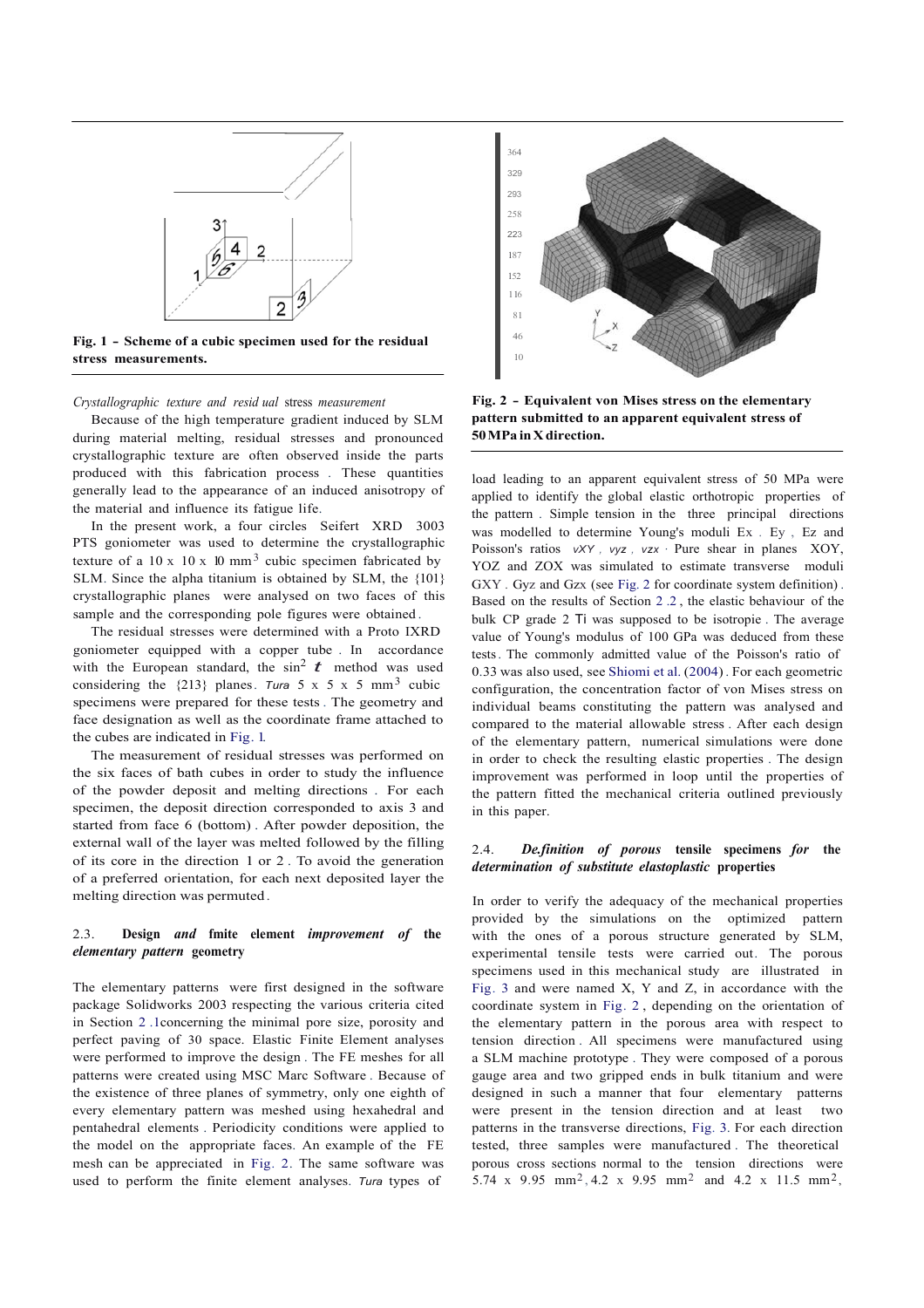Fig. 1 - Scheme of a cubic specimen used for the residual stress measurements.

*Crystallographic texture and residual stress measurement*

Because of the high temperature gradient induced by SLM during material melting, residual stresses and pronounced crystallographic texture are often observed inside the parts produced with this fabrication process. These quantities generally lead to the appearance of an induced anisotropy of the material and influence its fatigue life.

In the present work, a four circles Seifert XRD 3003 PTS goniometer was used to determine the crystallographic texture of a 10 x 10 x 10 mm$^3$ cubic specimen fabricated by SLM. Since the alpha titanium is obtained by SLM, the {101} crystallographic planes were analysed on two faces of this sample and the corresponding pole figures were obtained.

The residual stresses were determined with a Proto IXRD goniometer equipped with a copper tube. In accordance with the European standard, the $\sin^2 \psi$ method was used considering the {213} planes. *Tura* 5 x 5 x 5 mm$^3$ cubic specimens were prepared for these tests. The geometry and face designation as well as the coordinate frame attached to the cubes are indicated in Fig. 1.

The measurement of residual stresses was performed on the six faces of bath cubes in order to study the influence of the powder deposit and melting directions. For each specimen, the deposit direction corresponded to axis 3 and started from face 6 (bottom). After powder deposition, the external wall of the layer was melted followed by the filling of its core in the direction 1 or 2. To avoid the generation of a preferred orientation, for each next deposited layer the melting direction was permuted.

## 2.3. Design *and* finite element *improvement of* the *elementary pattern* geometry

The elementary patterns were first designed in the software package Solidworks 2003 respecting the various criteria cited in Section 2.1concerning the minimal pore size, porosity and perfect paving of 3D space. Elastic Finite Element analyses were performed to improve the design. The FE meshes for all patterns were created using MSC Marc Software. Because of the existence of three planes of symmetry, only one eighth of every elementary pattern was meshed using hexahedral and pentahedral elements. Periodicity conditions were applied to the model on the appropriate faces. An example of the FE mesh can be appreciated in Fig. 2. The same software was used to perform the finite element analyses. *Tura* types of

Fig. 2 - Equivalent von Mises stress on the elementary pattern submitted to an apparent equivalent stress of 50 MPa in X direction.

load leading to an apparent equivalent stress of 50 MPa were applied to identify the global elastic orthotropic properties of the pattern. Simple tension in the three principal directions was modelled to determine Young's moduli $E_x$, $E_y$, $E_z$ and Poisson's ratios $\nu_{XY}$, $\nu_{yz}$, $\nu_{zx}$. Pure shear in planes XOY, YOZ and ZOX was simulated to estimate transverse moduli $G_{XY}$, $G_{yz}$ and $G_{zx}$ (see Fig. 2 for coordinate system definition). Based on the results of Section 2.2, the elastic behaviour of the bulk CP grade 2 Ti was supposed to be isotropic. The average value of Young's modulus of 100 GPa was deduced from these tests. The commonly admitted value of the Poisson's ratio of 0.33 was also used, see Shiomi et al. (2004). For each geometric configuration, the concentration factor of von Mises stress on individual beams constituting the pattern was analysed and compared to the material allowable stress. After each design of the elementary pattern, numerical simulations were done in order to check the resulting elastic properties. The design improvement was performed in loop until the properties of the pattern fitted the mechanical criteria outlined previously in this paper.

## 2.4. *Definition of porous* tensile specimens *for* the *determination of substitute elastoplastic* properties

In order to verify the adequacy of the mechanical properties provided by the simulations on the optimized pattern with the ones of a porous structure generated by SLM, experimental tensile tests were carried out. The porous specimens used in this mechanical study are illustrated in Fig. 3 and were named X, Y and Z, in accordance with the coordinate system in Fig. 2, depending on the orientation of the elementary pattern in the porous area with respect to tension direction. All specimens were manufactured using a SLM machine prototype. They were composed of a porous gauge area and two gripped ends in bulk titanium and were designed in such a manner that four elementary patterns were present in the tension direction and at least two patterns in the transverse directions, Fig. 3. For each direction tested, three samples were manufactured. The theoretical porous cross sections normal to the tension directions were 5.74 x 9.95 mm$^2$, 4.2 x 9.95 mm$^2$ and 4.2 x 11.5 mm$^2$,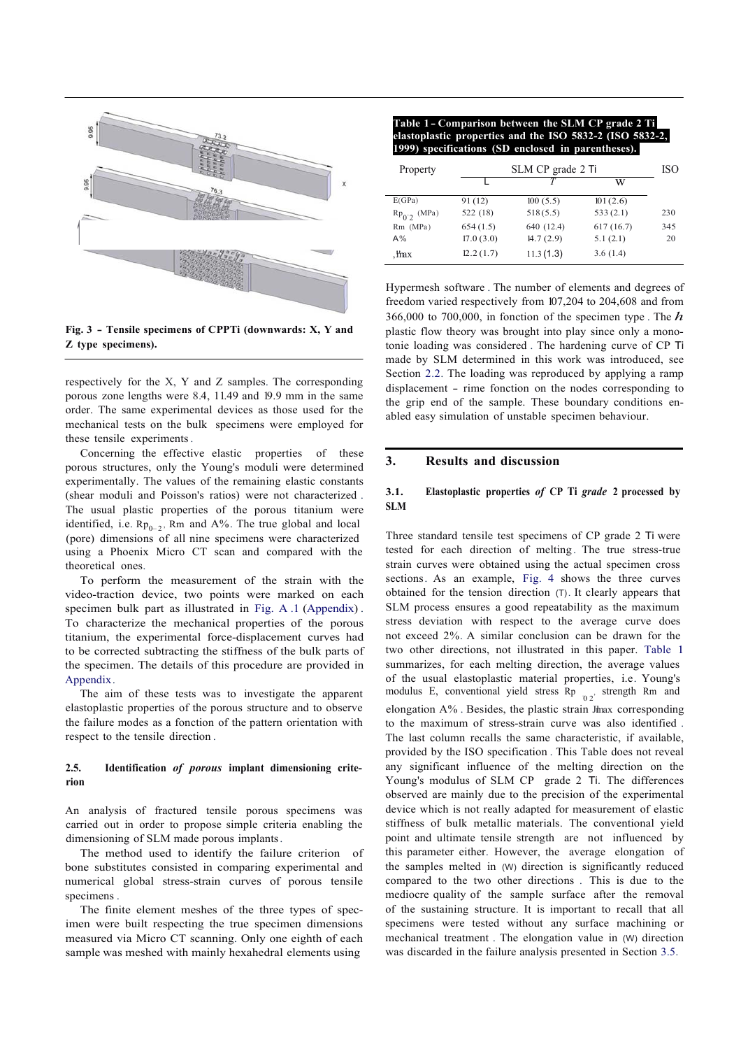Fig. 3 – Tensile specimens of CPPTi (downwards: X, Y and Z type specimens).

respectively for the X, Y and Z samples. The corresponding porous zone lengths were 8.4, 11.49 and 19.9 mm in the same order. The same experimental devices as those used for the mechanical tests on the bulk specimens were employed for these tensile experiments.

Concerning the effective elastic properties of these porous structures, only the Young's moduli were determined experimentally. The values of the remaining elastic constants (shear moduli and Poisson's ratios) were not characterized. The usual plastic properties of the porous titanium were identified, i.e. $Rp_{0-2}$, Rm and A%. The true global and local (pore) dimensions of all nine specimens were characterized using a Phoenix Micro CT scan and compared with the theoretical ones.

To perform the measurement of the strain with the video-traction device, two points were marked on each specimen bulk part as illustrated in Fig. A.1 (Appendix). To characterize the mechanical properties of the porous titanium, the experimental force-displacement curves had to be corrected subtracting the stiffness of the bulk parts of the specimen. The details of this procedure are provided in Appendix.

The aim of these tests was to investigate the apparent elastoplastic properties of the porous structure and to observe the failure modes as a fonction of the pattern orientation with respect to the tensile direction.

### 2.5. Identification *of porous* implant dimensioning criterion

An analysis of fractured tensile porous specimens was carried out in order to propose simple criteria enabling the dimensioning of SLM made porous implants.

The method used to identify the failure criterion of bone substitutes consisted in comparing experimental and numerical global stress-strain curves of porous tensile specimens.

The finite element meshes of the three types of specimen were built respecting the true specimen dimensions measured via Micro CT scanning. Only one eighth of each sample was meshed with mainly hexahedral elements using

**Table 1 – Comparison between the SLM CP grade 2 Ti elastoplastic properties and the ISO 5832-2 (ISO 5832-2, 1999) specifications (SD enclosed in parentheses).**

| Property | SLM CP grade 2 Ti | | | ISO |
|---|---|---|---|---|
| | L | T | W | |
| E(GPa) | 91 (12) | 100 (5.5) | 101 (2.6) | |
| $Rp_{0.2}$ (MPa) | 522 (18) | 518 (5.5) | 533 (2.1) | 230 |
| Rm (MPa) | 654 (1.5) | 640 (12.4) | 617 (16.7) | 345 |
| A% | 17.0 (3.0) | 14.7 (2.9) | 5.1 (2.1) | 20 |
| $\varepsilon_{max}$ | 12.2 (1.7) | 11.3 (1.3) | 3.6 (1.4) | |

Hypermesh software. The number of elements and degrees of freedom varied respectively from 107,204 to 204,608 and from 366,000 to 700,000, in fonction of the specimen type. The $J_2$ plastic flow theory was brought into play since only a monotonic loading was considered. The hardening curve of CP Ti made by SLM determined in this work was introduced, see Section 2.2. The loading was reproduced by applying a ramp displacement – time fonction on the nodes corresponding to the grip end of the sample. These boundary conditions enabled easy simulation of unstable specimen behaviour.

## 3. Results and discussion

### 3.1. Elastoplastic properties *of* CP Ti *grade* 2 processed by SLM

Three standard tensile test specimens of CP grade 2 Ti were tested for each direction of melting. The true stress-true strain curves were obtained using the actual specimen cross sections. As an example, Fig. 4 shows the three curves obtained for the tension direction (T). It clearly appears that SLM process ensures a good repeatability as the maximum stress deviation with respect to the average curve does not exceed 2%. A similar conclusion can be drawn for the two other directions, not illustrated in this paper. Table 1 summarizes, for each melting direction, the average values of the usual elastoplastic material properties, i.e. Young's modulus E, conventional yield stress $Rp_{0.2}$, strength Rm and elongation A%. Besides, the plastic strain $\varepsilon_{max}$ corresponding to the maximum of stress-strain curve was also identified. The last column recalls the same characteristic, if available, provided by the ISO specification. This Table does not reveal any significant influence of the melting direction on the Young's modulus of SLM CP grade 2 Ti. The differences observed are mainly due to the precision of the experimental device which is not really adapted for measurement of elastic stiffness of bulk metallic materials. The conventional yield point and ultimate tensile strength are not influenced by this parameter either. However, the average elongation of the samples melted in (W) direction is significantly reduced compared to the two other directions. This is due to the mediocre quality of the sample surface after the removal of the sustaining structure. It is important to recall that all specimens were tested without any surface machining or mechanical treatment. The elongation value in (W) direction was discarded in the failure analysis presented in Section 3.5.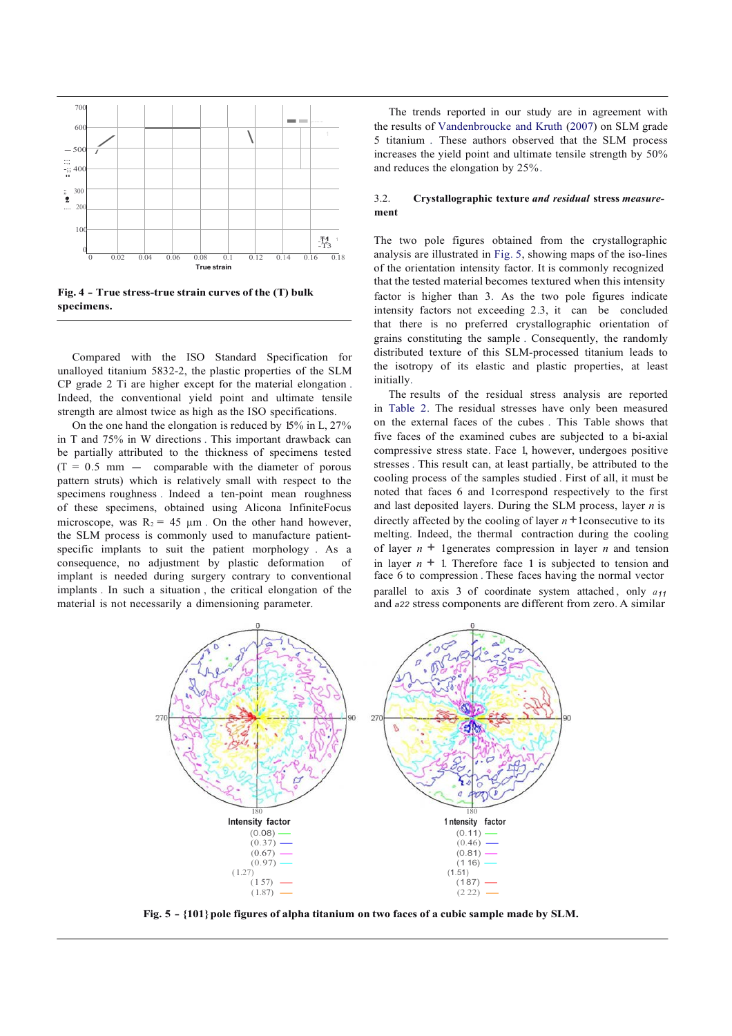**Fig. 4 – True stress-true strain curves of the (T) bulk specimens.**

Compared with the ISO Standard Specification for unalloyed titanium 5832-2, the plastic properties of the SLM CP grade 2 Ti are higher except for the material elongation. Indeed, the conventional yield point and ultimate tensile strength are almost twice as high as the ISO specifications.

On the one hand the elongation is reduced by 15% in L, 27% in T and 75% in W directions. This important drawback can be partially attributed to the thickness of specimens tested (T = 0.5 mm — comparable with the diameter of porous pattern struts) which is relatively small with respect to the specimens roughness. Indeed a ten-point mean roughness of these specimens, obtained using Alicona InfiniteFocus microscope, was $R_z$ = 45 µm. On the other hand however, the SLM process is commonly used to manufacture patient-specific implants to suit the patient morphology. As a consequence, no adjustment by plastic deformation of implant is needed during surgery contrary to conventional implants. In such a situation, the critical elongation of the material is not necessarily a dimensioning parameter.

The trends reported in our study are in agreement with the results of Vandenbroucke and Kruth (2007) on SLM grade 5 titanium. These authors observed that the SLM process increases the yield point and ultimate tensile strength by 50% and reduces the elongation by 25%.

### 3.2. Crystallographic texture *and residual* stress *measurement*

The two pole figures obtained from the crystallographic analysis are illustrated in Fig. 5, showing maps of the iso-lines of the orientation intensity factor. It is commonly recognized that the tested material becomes textured when this intensity factor is higher than 3. As the two pole figures indicate intensity factors not exceeding 2.3, it can be concluded that there is no preferred crystallographic orientation of grains constituting the sample. Consequently, the randomly distributed texture of this SLM-processed titanium leads to the isotropy of its elastic and plastic properties, at least initially.

The results of the residual stress analysis are reported in Table 2. The residual stresses have only been measured on the external faces of the cubes. This Table shows that five faces of the examined cubes are subjected to a bi-axial compressive stress state. Face 1, however, undergoes positive stresses. This result can, at least partially, be attributed to the cooling process of the samples studied. First of all, it must be noted that faces 6 and 1 correspond respectively to the first and last deposited layers. During the SLM process, layer $n$ is directly affected by the cooling of layer $n+1$ consecutive to its melting. Indeed, the thermal contraction during the cooling of layer $n+1$ generates compression in layer $n$ and tension in layer $n+1$. Therefore face 1 is subjected to tension and face 6 to compression. These faces having the normal vector parallel to axis 3 of coordinate system attached, only $\sigma_{11}$ and $\sigma_{22}$ stress components are different from zero. A similar

Intensity factor: (0.08), (0.37), (0.67), (0.97), (1.27), (1.57), (1.87)

Intensity factor: (0.11), (0.46), (0.81), (1.16), (1.51), (1.87), (2.22)

**Fig. 5 – {101} pole figures of alpha titanium on two faces of a cubic sample made by SLM.**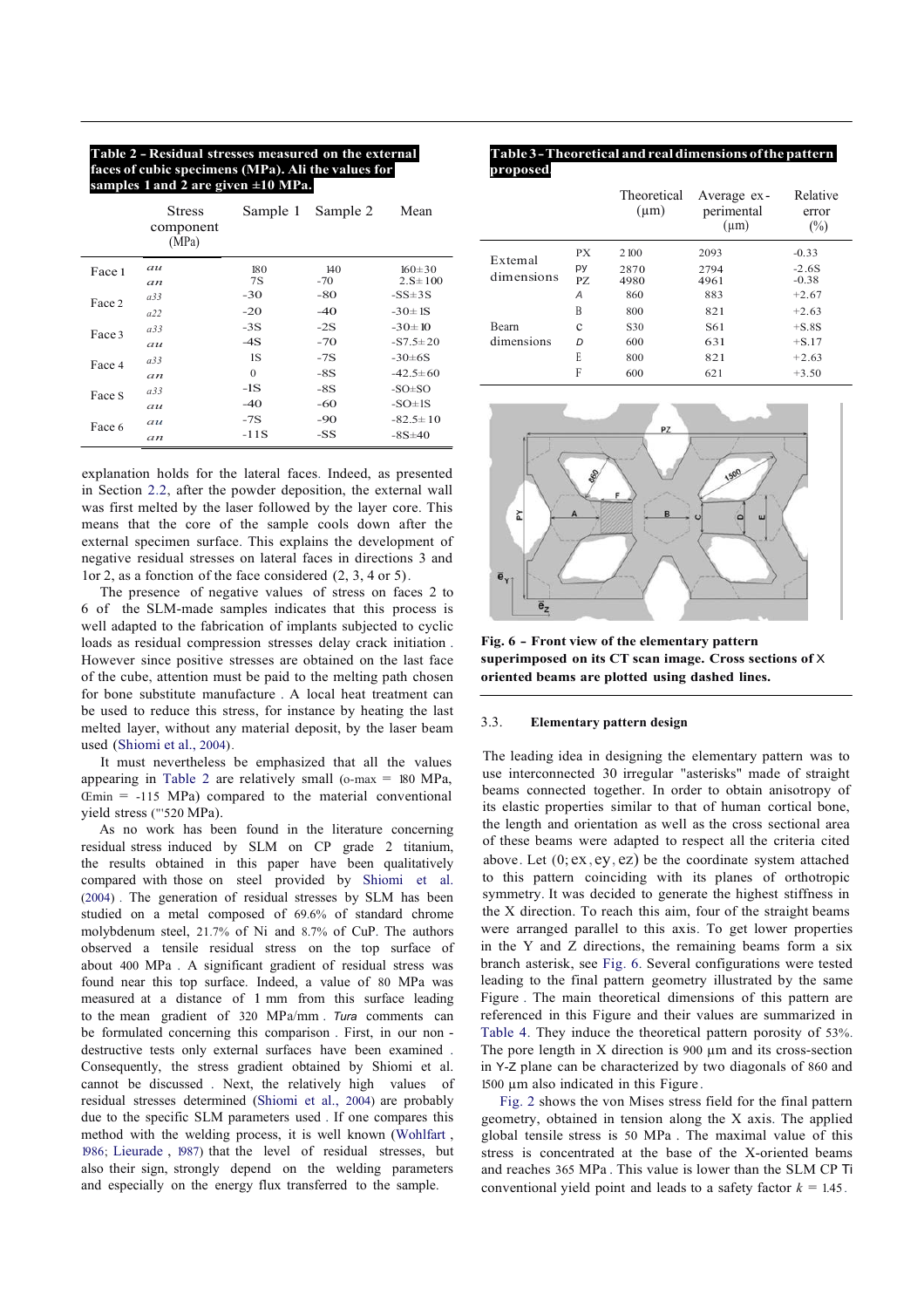**Table 2 - Residual stresses measured on the external faces of cubic specimens (MPa). Ali the values for samples 1 and 2 are given ±10 MPa.**

| | Stress component (MPa) | Sample 1 | Sample 2 | Mean |
|---|---|---|---|---|
| Face 1 | au | 180 | 140 | 160±30 |
| | an | 7S | -70 | 2.S± 100 |
| Face 2 | a33 | -30 | -80 | -SS±3S |
| | a22 | -20 | -40 | -30± 1S |
| Face 3 | a33 | -3S | -2S | -30± 10 |
| | au | -4S | -70 | -S7.5±20 |
| Face 4 | a33 | 1S | -7S | -30±6S |
| | an | 0 | -8S | -42.5±60 |
| Face S | a33 | -1S | -8S | -SO±SO |
| | au | -40 | -60 | -SO±1S |
| Face 6 | au | -7S | -90 | -82.5± 10 |
| | an | -11S | -SS | -8S±40 |

explanation holds for the lateral faces. Indeed, as presented in Section 2.2, after the powder deposition, the external wall was first melted by the laser followed by the layer core. This means that the core of the sample cools down after the external specimen surface. This explains the development of negative residual stresses on lateral faces in directions 3 and 1or 2, as a fonction of the face considered (2, 3, 4 or 5).

The presence of negative values of stress on faces 2 to 6 of the SLM-made samples indicates that this process is well adapted to the fabrication of implants subjected to cyclic loads as residual compression stresses delay crack initiation . However since positive stresses are obtained on the last face of the cube, attention must be paid to the melting path chosen for bone substitute manufacture . A local heat treatment can be used to reduce this stress, for instance by heating the last melted layer, without any material deposit, by the laser beam used (Shiomi et al., 2004).

It must nevertheless be emphasized that all the values appearing in Table 2 are relatively small (o-max = 180 MPa, Œmin = -115 MPa) compared to the material conventional yield stress ("'520 MPa).

As no work has been found in the literature concerning residual stress induced by SLM on CP grade 2 titanium, the results obtained in this paper have been qualitatively compared with those on steel provided by Shiomi et al. (2004) . The generation of residual stresses by SLM has been studied on a metal composed of 69.6% of standard chrome molybdenum steel, 21.7% of Ni and 8.7% of CuP. The authors observed a tensile residual stress on the top surface of about 400 MPa . A significant gradient of residual stress was found near this top surface. Indeed, a value of 80 MPa was measured at a distance of 1 mm from this surface leading to the mean gradient of 320 MPa/mm . *Tura* comments can be formulated concerning this comparison . First, in our non - destructive tests only external surfaces have been examined . Consequently, the stress gradient obtained by Shiomi et al. cannot be discussed . Next, the relatively high values of residual stresses determined (Shiomi et al., 2004) are probably due to the specific SLM parameters used . If one compares this method with the welding process, it is well known (Wohlfart , 1986; Lieurade , 1987) that the level of residual stresses, but also their sign, strongly depend on the welding parameters and especially on the energy flux transferred to the sample.

**Table 3 - Theoretical and real dimensions of the pattern proposed**

| | | Theoretical (µm) | Average experimental (µm) | Relative error (%) |
|---|---|---|---|---|
| External dimensions | PX | 2100 | 2093 | -0.33 |
| | PY | 2870 | 2794 | -2.6S |
| | PZ | 4980 | 4961 | -0.38 |
| Beam dimensions | A | 860 | 883 | +2.67 |
| | B | 800 | 821 | +2.63 |
| | C | S30 | S61 | +S.8S |
| | D | 600 | 631 | +S.17 |
| | E | 800 | 821 | +2.63 |
| | F | 600 | 621 | +3.50 |

**Fig. 6 - Front view of the elementary pattern superimposed on its CT scan image. Cross sections of X oriented beams are plotted using dashed lines.**

### 3.3. Elementary pattern design

The leading idea in designing the elementary pattern was to use interconnected 30 irregular "asterisks" made of straight beams connected together. In order to obtain anisotropy of its elastic properties similar to that of human cortical bone, the length and orientation as well as the cross sectional area of these beams were adapted to respect all the criteria cited above. Let $(0; ex, ey, ez)$ be the coordinate system attached to this pattern coinciding with its planes of orthotropic symmetry. It was decided to generate the highest stiffness in the X direction. To reach this aim, four of the straight beams were arranged parallel to this axis. To get lower properties in the Y and Z directions, the remaining beams form a six branch asterisk, see Fig. 6. Several configurations were tested leading to the final pattern geometry illustrated by the same Figure . The main theoretical dimensions of this pattern are referenced in this Figure and their values are summarized in Table 4. They induce the theoretical pattern porosity of 53%. The pore length in X direction is 900 µm and its cross-section in Y-Z plane can be characterized by two diagonals of 860 and 1500 µm also indicated in this Figure.

Fig. 2 shows the von Mises stress field for the final pattern geometry, obtained in tension along the X axis. The applied global tensile stress is 50 MPa . The maximal value of this stress is concentrated at the base of the X-oriented beams and reaches 365 MPa . This value is lower than the SLM CP Ti conventional yield point and leads to a safety factor $k = 1.45$.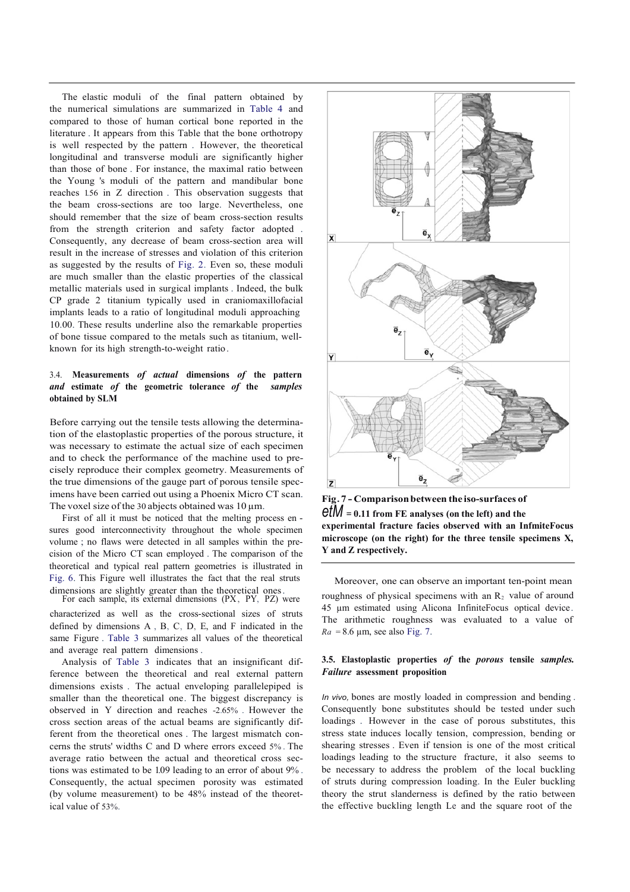The elastic moduli of the final pattern obtained by the numerical simulations are summarized in Table 4 and compared to those of human cortical bone reported in the literature. It appears from this Table that the bone orthotropy is well respected by the pattern. However, the theoretical longitudinal and transverse moduli are significantly higher than those of bone. For instance, the maximal ratio between the Young's moduli of the pattern and mandibular bone reaches 1.56 in Z direction. This observation suggests that the beam cross-sections are too large. Nevertheless, one should remember that the size of beam cross-section results from the strength criterion and safety factor adopted. Consequently, any decrease of beam cross-section area will result in the increase of stresses and violation of this criterion as suggested by the results of Fig. 2. Even so, these moduli are much smaller than the elastic properties of the classical metallic materials used in surgical implants. Indeed, the bulk CP grade 2 titanium typically used in craniomaxillofacial implants leads to a ratio of longitudinal moduli approaching 10.00. These results underline also the remarkable properties of bone tissue compared to the metals such as titanium, well-known for its high strength-to-weight ratio.

### 3.4. Measurements *of actual* dimensions *of* the pattern *and* estimate *of* the geometric tolerance *of* the *samples* obtained by SLM

Before carrying out the tensile tests allowing the determination of the elastoplastic properties of the porous structure, it was necessary to estimate the actual size of each specimen and to check the performance of the machine used to precisely reproduce their complex geometry. Measurements of the true dimensions of the gauge part of porous tensile specimens have been carried out using a Phoenix Micro CT scan. The voxel size of the 30 abjects obtained was 10 μm.

First of all it must be noticed that the melting process ensures good interconnectivity throughout the whole specimen volume; no flaws were detected in all samples within the precision of the Micro CT scan employed. The comparison of the theoretical and typical real pattern geometries is illustrated in Fig. 6. This Figure well illustrates the fact that the real struts dimensions are slightly greater than the theoretical ones. For each sample, its external dimensions (PX, PY, PZ) were characterized as well as the cross-sectional sizes of struts defined by dimensions A, B, C, D, E, and F indicated in the same Figure. Table 3 summarizes all values of the theoretical and average real pattern dimensions.

Analysis of Table 3 indicates that an insignificant difference between the theoretical and real external pattern dimensions exists. The actual enveloping parallelepiped is smaller than the theoretical one. The biggest discrepancy is observed in Y direction and reaches -2.65%. However the cross section areas of the actual beams are significantly different from the theoretical ones. The largest mismatch concerns the struts' widths C and D where errors exceed 5%. The average ratio between the actual and theoretical cross sections was estimated to be 1.09 leading to an error of about 9%. Consequently, the actual specimen porosity was estimated (by volume measurement) to be 48% instead of the theoretical value of 53%.

**Fig. 7 – Comparison between the iso-surfaces of *etM* = 0.11 from FE analyses (on the left) and the experimental fracture facies observed with an InfmiteFocus microscope (on the right) for the three tensile specimens X, Y and Z respectively.**

Moreover, one can observe an important ten-point mean roughness of physical specimens with an $R_z$ value of around 45 μm estimated using Alicona InfiniteFocus optical device. The arithmetic roughness was evaluated to a value of $Ra = 8.6$ μm, see also Fig. 7.

### 3.5. Elastoplastic properties *of* the *porous* tensile *samples. Failure* assessment proposition

*In vivo,* bones are mostly loaded in compression and bending. Consequently bone substitutes should be tested under such loadings. However in the case of porous substitutes, this stress state induces locally tension, compression, bending or shearing stresses. Even if tension is one of the most critical loadings leading to the structure fracture, it also seems to be necessary to address the problem of the local buckling of struts during compression loading. In the Euler buckling theory the strut slanderness is defined by the ratio between the effective buckling length Le and the square root of the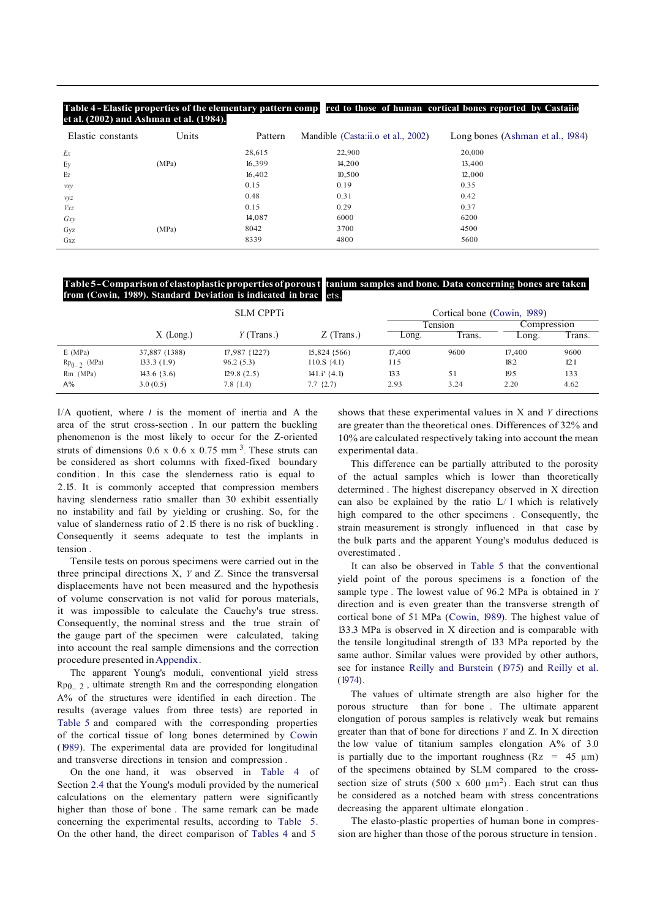**Table 4 - Elastic properties of the elementary pattern compared to those of human cortical bones reported by Castaiio et al. (2002) and Ashman et al. (1984).**

| Elastic constants | Units | Pattern | Mandible (Casta:ii.o et al., 2002) | Long bones (Ashman et al., 1984) |
|---|---|---|---|---|
| $E_x$ | | 28,615 | 22,900 | 20,000 |
| $E_y$ | (MPa) | 16,399 | 14,200 | 13,400 |
| $E_z$ | | 16,402 | 10,500 | 12,000 |
| $\nu_{xy}$ | | 0.15 | 0.19 | 0.35 |
| $\nu_{yz}$ | | 0.48 | 0.31 | 0.42 |
| $\nu_{xz}$ | | 0.15 | 0.29 | 0.37 |
| $G_{xy}$ | | 14,087 | 6000 | 6200 |
| $G_{yz}$ | (MPa) | 8042 | 3700 | 4500 |
| $G_{xz}$ | | 8339 | 4800 | 5600 |

**Table 5 - Comparison of elastoplastic properties of porous titanium samples and bone. Data concerning bones are taken from (Cowin, 1989). Standard Deviation is indicated in brackets.**

| | SLM CPPTi | | | Cortical bone (Cowin, 1989) | | | |
|---|---|---|---|---|---|---|---|
| | | | | Tension | | Compression | |
| | X (Long.) | $Y$ (Trans.) | Z (Trans.) | Long. | Trans. | Long. | Trans. |
| E (MPa) | 37,887 (1388) | 17,987 (1227) | 15,824 (566) | 17,400 | 9600 | 17,400 | 9600 |
| $Rp_{0\_2}$ (MPa) | 133.3 (1.9) | 96.2 (5.3) | 110.S (4.1) | 115 | | 182 | 121 |
| Rm (MPa) | 143.6 (3.6) | 129.8 (2.5) | 141.i' (4.1) | 133 | 51 | 195 | 133 |
| A% | 3.0 (0.5) | 7.8 (1.4) | 7.7 (2.7) | 2.93 | 3.24 | 2.20 | 4.62 |

I/A quotient, where $I$ is the moment of inertia and A the area of the strut cross-section. In our pattern the buckling phenomenon is the most likely to occur for the Z-oriented struts of dimensions 0.6 x 0.6 x 0.75 mm$^3$. These struts can be considered as short columns with fixed-fixed boundary condition. In this case the slenderness ratio is equal to 2.15. It is commonly accepted that compression members having slenderness ratio smaller than 30 exhibit essentially no instability and fail by yielding or crushing. So, for the value of slanderness ratio of 2.15 there is no risk of buckling. Consequently it seems adequate to test the implants in tension.

Tensile tests on porous specimens were carried out in the three principal directions X, $Y$ and Z. Since the transversal displacements have not been measured and the hypothesis of volume conservation is not valid for porous materials, it was impossible to calculate the Cauchy's true stress. Consequently, the nominal stress and the true strain of the gauge part of the specimen were calculated, taking into account the real sample dimensions and the correction procedure presented in Appendix.

The apparent Young's moduli, conventional yield stress $Rp_{0\_2}$, ultimate strength Rm and the corresponding elongation A% of the structures were identified in each direction. The results (average values from three tests) are reported in Table 5 and compared with the corresponding properties of the cortical tissue of long bones determined by Cowin (1989). The experimental data are provided for longitudinal and transverse directions in tension and compression.

On the one hand, it was observed in Table 4 of Section 2.4 that the Young's moduli provided by the numerical calculations on the elementary pattern were significantly higher than those of bone. The same remark can be made concerning the experimental results, according to Table 5. On the other hand, the direct comparison of Tables 4 and 5 shows that these experimental values in X and $Y$ directions are greater than the theoretical ones. Differences of 32% and 10% are calculated respectively taking into account the mean experimental data.

This difference can be partially attributed to the porosity of the actual samples which is lower than theoretically determined. The highest discrepancy observed in X direction can also be explained by the ratio L/ l which is relatively high compared to the other specimens. Consequently, the strain measurement is strongly influenced in that case by the bulk parts and the apparent Young's modulus deduced is overestimated.

It can also be observed in Table 5 that the conventional yield point of the porous specimens is a fonction of the sample type. The lowest value of 96.2 MPa is obtained in $Y$ direction and is even greater than the transverse strength of cortical bone of 51 MPa (Cowin, 1989). The highest value of 133.3 MPa is observed in X direction and is comparable with the tensile longitudinal strength of 133 MPa reported by the same author. Similar values were provided by other authors, see for instance Reilly and Burstein (1975) and Reilly et al. (1974).

The values of ultimate strength are also higher for the porous structure than for bone. The ultimate apparent elongation of porous samples is relatively weak but remains greater than that of bone for directions $Y$ and Z. In X direction the low value of titanium samples elongation A% of 3.0 is partially due to the important roughness ($R_z$ = 45 μm) of the specimens obtained by SLM compared to the cross-section size of struts (500 x 600 μm$^2$). Each strut can thus be considered as a notched beam with stress concentrations decreasing the apparent ultimate elongation.

The elasto-plastic properties of human bone in compression are higher than those of the porous structure in tension.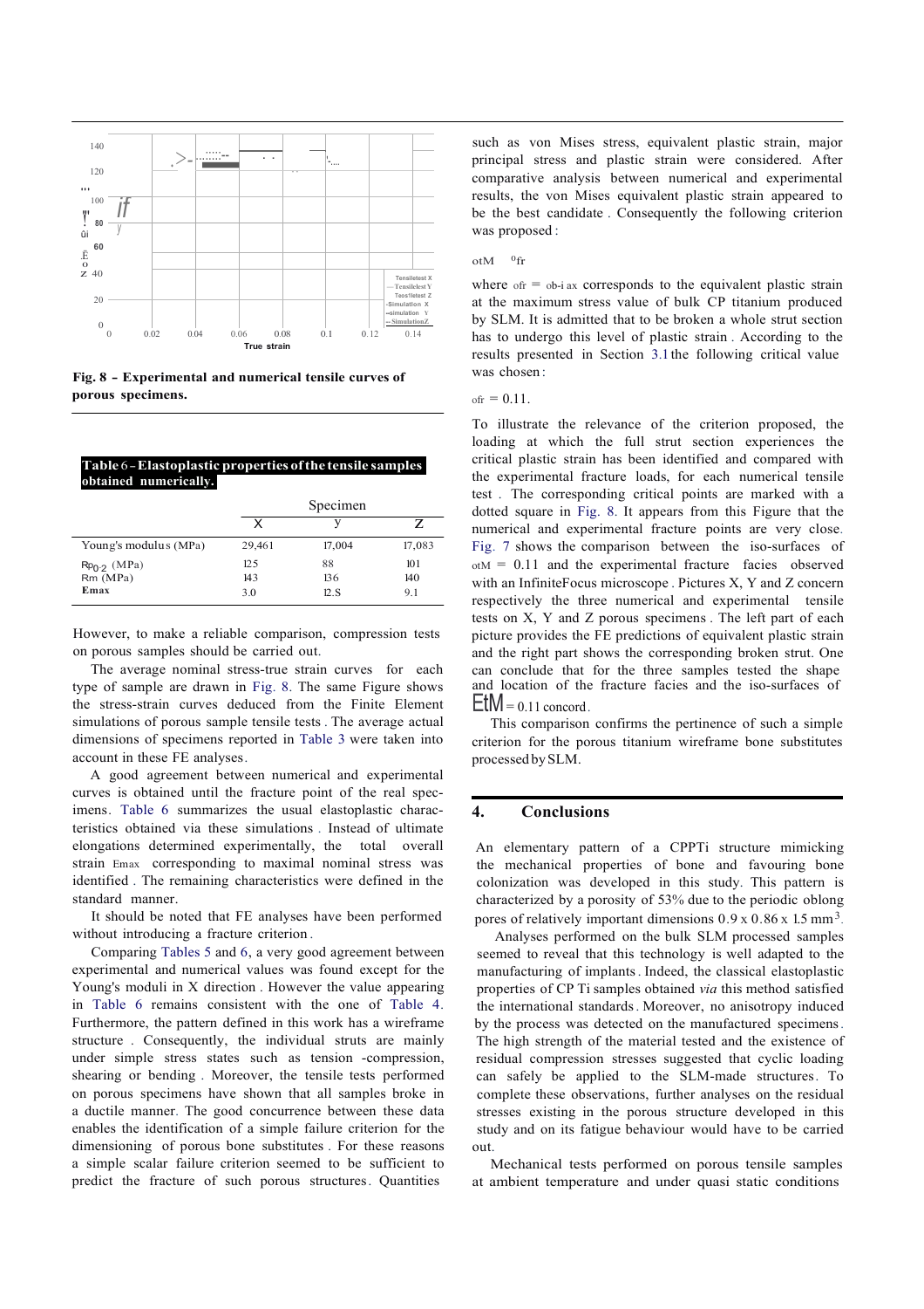**Fig. 8 – Experimental and numerical tensile curves of porous specimens.**

**Table 6 – Elastoplastic properties of the tensile samples obtained numerically.**

| | Specimen | | |
|---|---|---|---|
| | X | y | Z |
| Young's modulus (MPa) | 29,461 | 17,004 | 17,083 |
| $Rp_{0.2}$ (MPa) | 125 | 88 | 101 |
| Rm (MPa) | 143 | 136 | 140 |
| **Emax** | 3.0 | 12.S | 9.1 |

However, to make a reliable comparison, compression tests on porous samples should be carried out.

The average nominal stress-true strain curves for each type of sample are drawn in Fig. 8. The same Figure shows the stress-strain curves deduced from the Finite Element simulations of porous sample tensile tests. The average actual dimensions of specimens reported in Table 3 were taken into account in these FE analyses.

A good agreement between numerical and experimental curves is obtained until the fracture point of the real specimens. Table 6 summarizes the usual elastoplastic characteristics obtained via these simulations. Instead of ultimate elongations determined experimentally, the total overall strain $\varepsilon_{max}$ corresponding to maximal nominal stress was identified. The remaining characteristics were defined in the standard manner.

It should be noted that FE analyses have been performed without introducing a fracture criterion.

Comparing Tables 5 and 6, a very good agreement between experimental and numerical values was found except for the Young's moduli in X direction. However the value appearing in Table 6 remains consistent with the one of Table 4. Furthermore, the pattern defined in this work has a wireframe structure. Consequently, the individual struts are mainly under simple stress states such as tension-compression, shearing or bending. Moreover, the tensile tests performed on porous specimens have shown that all samples broke in a ductile manner. The good concurrence between these data enables the identification of a simple failure criterion for the dimensioning of porous bone substitutes. For these reasons a simple scalar failure criterion seemed to be sufficient to predict the fracture of such porous structures. Quantities such as von Mises stress, equivalent plastic strain, major principal stress and plastic strain were considered. After comparative analysis between numerical and experimental results, the von Mises equivalent plastic strain appeared to be the best candidate. Consequently the following criterion was proposed:

$\varepsilon_{M} \quad \varepsilon_{fr}$

where $\varepsilon_{fr} = \varepsilon_{b\text{-}max}$ corresponds to the equivalent plastic strain at the maximum stress value of bulk CP titanium produced by SLM. It is admitted that to be broken a whole strut section has to undergo this level of plastic strain. According to the results presented in Section 3.1 the following critical value was chosen:

$\varepsilon_{fr} = 0.11.$

To illustrate the relevance of the criterion proposed, the loading at which the full strut section experiences the critical plastic strain has been identified and compared with the experimental fracture loads, for each numerical tensile test. The corresponding critical points are marked with a dotted square in Fig. 8. It appears from this Figure that the numerical and experimental fracture points are very close. Fig. 7 shows the comparison between the iso-surfaces of $\varepsilon_{M} = 0.11$ and the experimental fracture facies observed with an InfiniteFocus microscope. Pictures X, Y and Z concern respectively the three numerical and experimental tensile tests on X, Y and Z porous specimens. The left part of each picture provides the FE predictions of equivalent plastic strain and the right part shows the corresponding broken strut. One can conclude that for the three samples tested the shape and location of the fracture facies and the iso-surfaces of $\varepsilon_{M} = 0.11$ concord.

This comparison confirms the pertinence of such a simple criterion for the porous titanium wireframe bone substitutes processed by SLM.

## 4. Conclusions

An elementary pattern of a CPPTi structure mimicking the mechanical properties of bone and favouring bone colonization was developed in this study. This pattern is characterized by a porosity of 53% due to the periodic oblong pores of relatively important dimensions 0.9 x 0.86 x 1.5 $mm^3$.

Analyses performed on the bulk SLM processed samples seemed to reveal that this technology is well adapted to the manufacturing of implants. Indeed, the classical elastoplastic properties of CP Ti samples obtained *via* this method satisfied the international standards. Moreover, no anisotropy induced by the process was detected on the manufactured specimens. The high strength of the material tested and the existence of residual compression stresses suggested that cyclic loading can safely be applied to the SLM-made structures. To complete these observations, further analyses on the residual stresses existing in the porous structure developed in this study and on its fatigue behaviour would have to be carried out.

Mechanical tests performed on porous tensile samples at ambient temperature and under quasi static conditions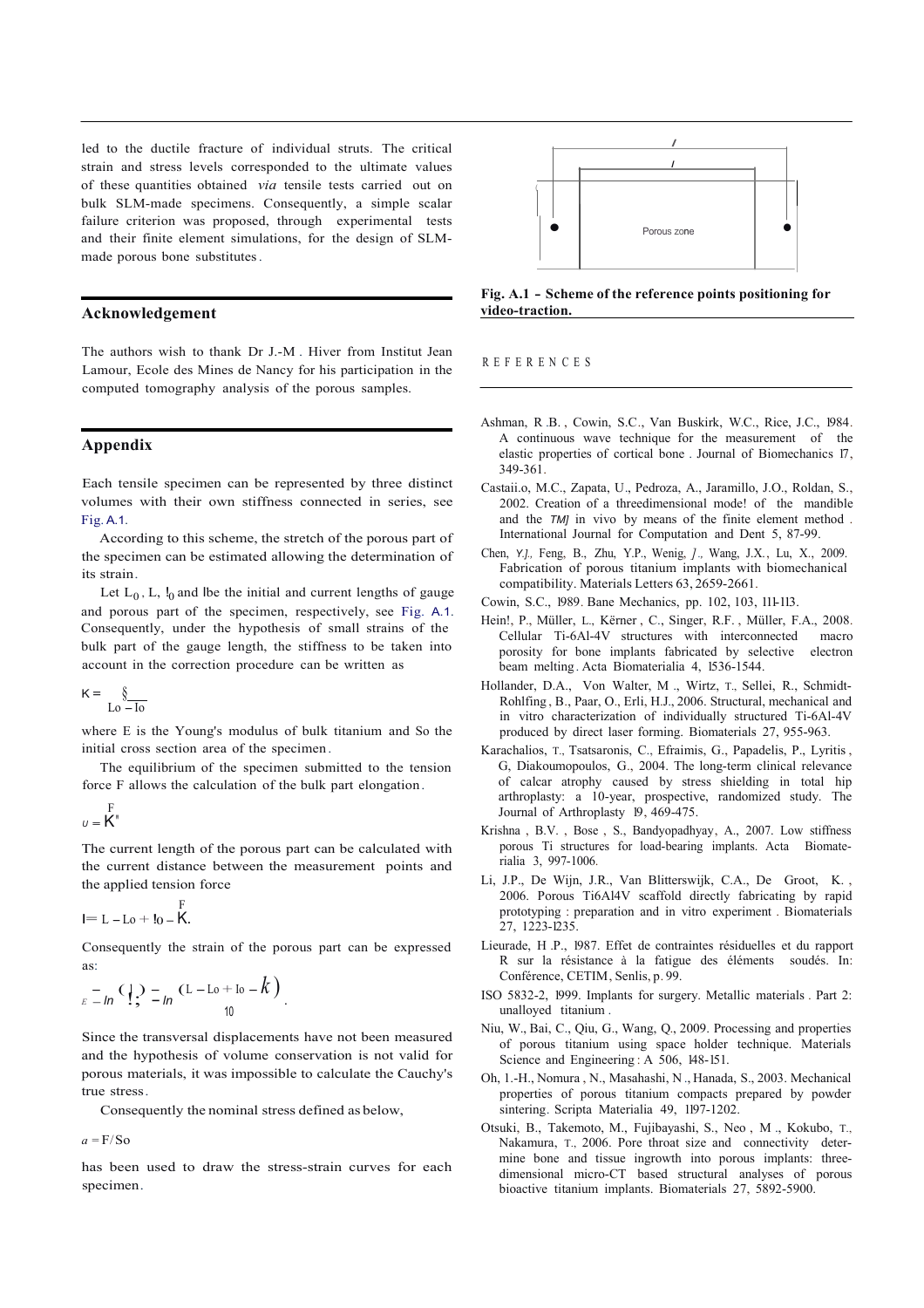led to the ductile fracture of individual struts. The critical strain and stress levels corresponded to the ultimate values of these quantities obtained *via* tensile tests carried out on bulk SLM-made specimens. Consequently, a simple scalar failure criterion was proposed, through experimental tests and their finite element simulations, for the design of SLM-made porous bone substitutes.

## Acknowledgement

The authors wish to thank Dr J.-M. Hiver from Institut Jean Lamour, Ecole des Mines de Nancy for his participation in the computed tomography analysis of the porous samples.

## Appendix

Each tensile specimen can be represented by three distinct volumes with their own stiffness connected in series, see Fig. A.1.

According to this scheme, the stretch of the porous part of the specimen can be estimated allowing the determination of its strain.

Let $L_0$, $L$, $l_0$ and $l$ be the initial and current lengths of gauge and porous part of the specimen, respectively, see Fig. A.1. Consequently, under the hypothesis of small strains of the bulk part of the gauge length, the stiffness to be taken into account in the correction procedure can be written as

$$K = \frac{ES_0}{L_0 - l_0}$$

where E is the Young's modulus of bulk titanium and $S_0$ the initial cross section area of the specimen.

The equilibrium of the specimen submitted to the tension force F allows the calculation of the bulk part elongation.

$$u = \frac{F}{K}$$

The current length of the porous part can be calculated with the current distance between the measurement points and the applied tension force

$$l = L - L_0 + l_0 - \frac{F}{K}.$$

Consequently the strain of the porous part can be expressed as:

$$\varepsilon = \ln\left(\frac{l}{l_0}\right) = \ln\left(\frac{L - L_0 + l_0 - \frac{F}{K}}{l_0}\right).$$

Since the transversal displacements have not been measured and the hypothesis of volume conservation is not valid for porous materials, it was impossible to calculate the Cauchy's true stress.

Consequently the nominal stress defined as below,

$$\sigma = F/S_0$$

has been used to draw the stress-strain curves for each specimen.

Fig. A.1 – Scheme of the reference points positioning for video-traction.

## REFERENCES

Ashman, R.B., Cowin, S.C., Van Buskirk, W.C., Rice, J.C., 1984. A continuous wave technique for the measurement of the elastic properties of cortical bone. Journal of Biomechanics 17, 349-361.

Castaii.o, M.C., Zapata, U., Pedroza, A., Jaramillo, J.O., Roldan, S., 2002. Creation of a threedimensional mode! of the mandible and the *TMJ* in vivo by means of the finite element method. International Journal for Computation and Dent 5, 87-99.

Chen, Y.J., Feng, B., Zhu, Y.P., Wenig, J., Wang, J.X., Lu, X., 2009. Fabrication of porous titanium implants with biomechanical compatibility. Materials Letters 63, 2659-2661.

Cowin, S.C., 1989. Bane Mechanics, pp. 102, 103, 111-113.

Hein!, P., Müller, L., Kërner, C., Singer, R.F., Müller, F.A., 2008. Cellular Ti-6Al-4V structures with interconnected macro porosity for bone implants fabricated by selective electron beam melting. Acta Biomaterialia 4, 1536-1544.

Hollander, D.A., Von Walter, M., Wirtz, T., Sellei, R., Schmidt-Rohlfing, B., Paar, O., Erli, H.J., 2006. Structural, mechanical and in vitro characterization of individually structured Ti-6Al-4V produced by direct laser forming. Biomaterials 27, 955-963.

Karachalios, T., Tsatsaronis, C., Efraimis, G., Papadelis, P., Lyritis, G, Diakoumopoulos, G., 2004. The long-term clinical relevance of calcar atrophy caused by stress shielding in total hip arthroplasty: a 10-year, prospective, randomized study. The Journal of Arthroplasty 19, 469-475.

Krishna, B.V., Bose, S., Bandyopadhyay, A., 2007. Low stiffness porous Ti structures for load-bearing implants. Acta Biomaterialia 3, 997-1006.

Li, J.P., De Wijn, J.R., Van Blitterswijk, C.A., De Groot, K., 2006. Porous Ti6Al4V scaffold directly fabricating by rapid prototyping: preparation and in vitro experiment. Biomaterials 27, 1223-1235.

Lieurade, H.P., 1987. Effet de contraintes résiduelles et du rapport R sur la résistance à la fatigue des éléments soudés. In: Conférence, CETIM, Senlis, p. 99.

ISO 5832-2, 1999. Implants for surgery. Metallic materials. Part 2: unalloyed titanium.

Niu, W., Bai, C., Qiu, G., Wang, Q., 2009. Processing and properties of porous titanium using space holder technique. Materials Science and Engineering: A 506, 148-151.

Oh, I.-H., Nomura, N., Masahashi, N., Hanada, S., 2003. Mechanical properties of porous titanium compacts prepared by powder sintering. Scripta Materialia 49, 1197-1202.

Otsuki, B., Takemoto, M., Fujibayashi, S., Neo, M., Kokubo, T., Nakamura, T., 2006. Pore throat size and connectivity determine bone and tissue ingrowth into porous implants: three-dimensional micro-CT based structural analyses of porous bioactive titanium implants. Biomaterials 27, 5892-5900.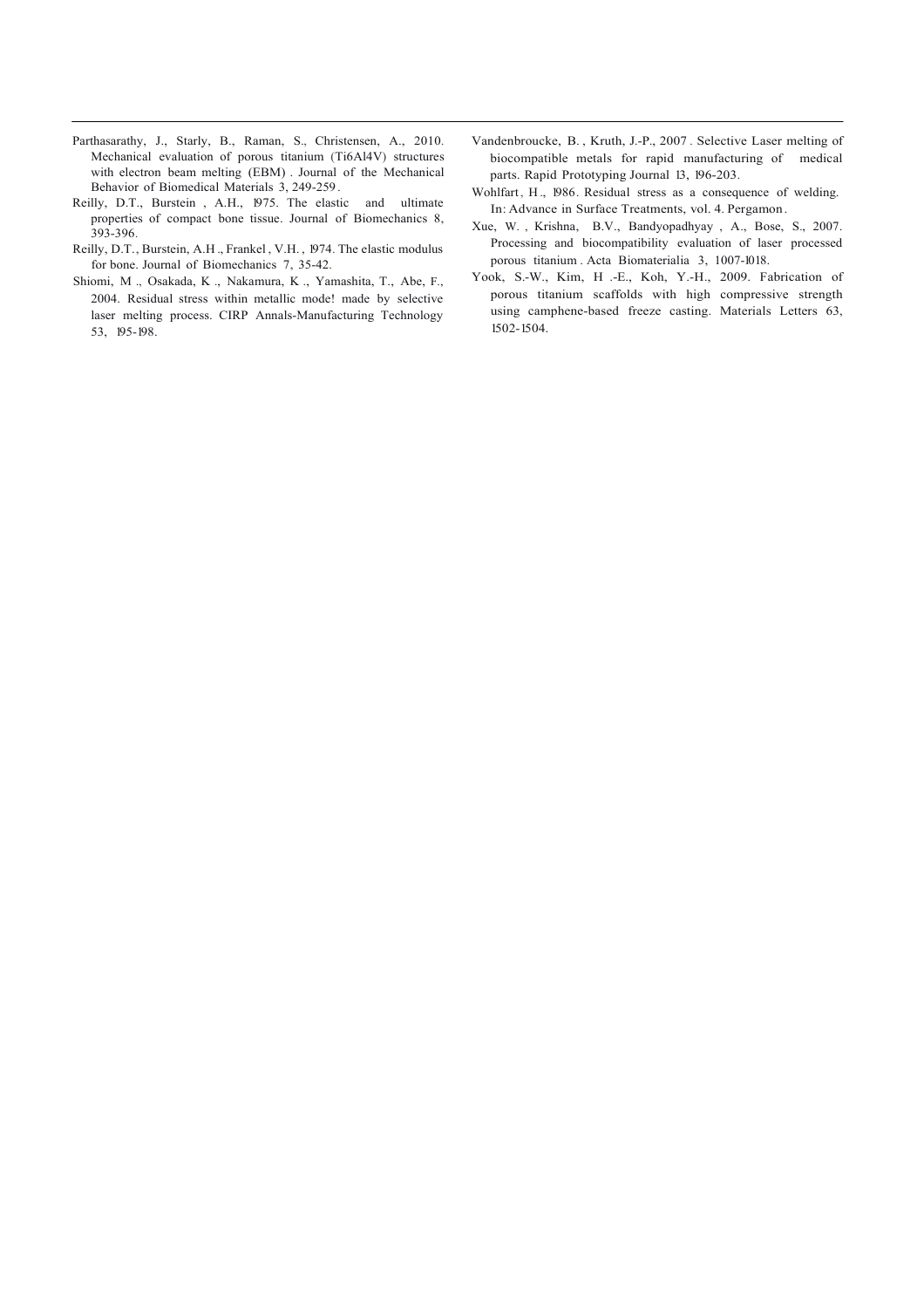Parthasarathy, J., Starly, B., Raman, S., Christensen, A., 2010. Mechanical evaluation of porous titanium (Ti6Al4V) structures with electron beam melting (EBM). Journal of the Mechanical Behavior of Biomedical Materials 3, 249-259.

Reilly, D.T., Burstein, A.H., 1975. The elastic and ultimate properties of compact bone tissue. Journal of Biomechanics 8, 393-396.

Reilly, D.T., Burstein, A.H., Frankel, V.H., 1974. The elastic modulus for bone. Journal of Biomechanics 7, 35-42.

Shiomi, M., Osakada, K., Nakamura, K., Yamashita, T., Abe, F., 2004. Residual stress within metallic mode! made by selective laser melting process. CIRP Annals-Manufacturing Technology 53, 195-198.

Vandenbroucke, B., Kruth, J.-P., 2007. Selective Laser melting of biocompatible metals for rapid manufacturing of medical parts. Rapid Prototyping Journal 13, 196-203.

Wohlfart, H., 1986. Residual stress as a consequence of welding. In: Advance in Surface Treatments, vol. 4. Pergamon.

Xue, W., Krishna, B.V., Bandyopadhyay, A., Bose, S., 2007. Processing and biocompatibility evaluation of laser processed porous titanium. Acta Biomaterialia 3, 1007-1018.

Yook, S.-W., Kim, H.-E., Koh, Y.-H., 2009. Fabrication of porous titanium scaffolds with high compressive strength using camphene-based freeze casting. Materials Letters 63, 1502-1504.